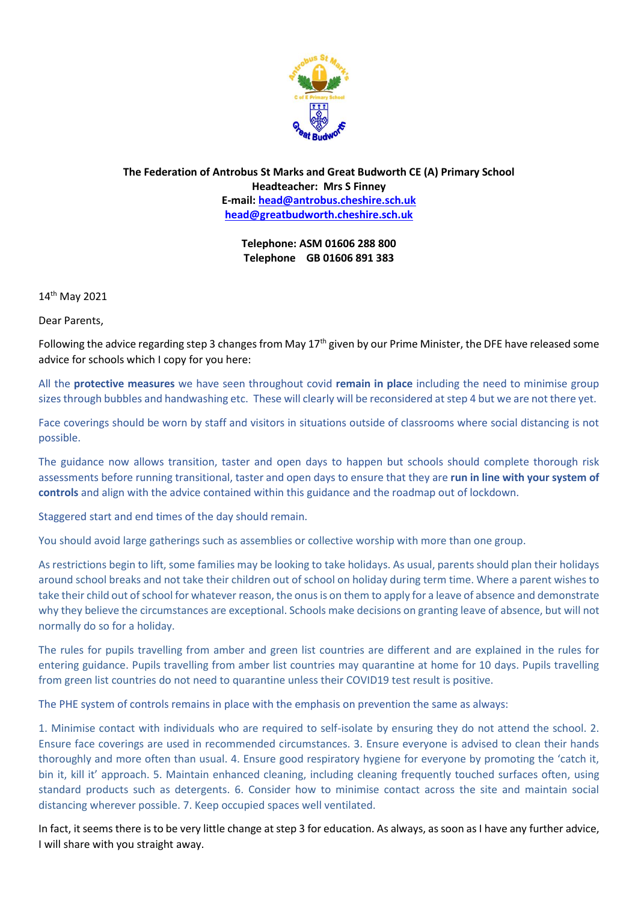**The Federation of Antrobus St Marks and Great Budworth CE (A) Primary School**
**Headteacher: Mrs S Finney**
**E-mail: head@antrobus.cheshire.sch.uk**
**head@greatbudworth.cheshire.sch.uk**

**Telephone: ASM 01606 288 800**
**Telephone GB 01606 891 383**

14th May 2021

Dear Parents,

Following the advice regarding step 3 changes from May 17th given by our Prime Minister, the DFE have released some advice for schools which I copy for you here:

All the **protective measures** we have seen throughout covid **remain in place** including the need to minimise group sizes through bubbles and handwashing etc. These will clearly will be reconsidered at step 4 but we are not there yet.

Face coverings should be worn by staff and visitors in situations outside of classrooms where social distancing is not possible.

The guidance now allows transition, taster and open days to happen but schools should complete thorough risk assessments before running transitional, taster and open days to ensure that they are **run in line with your system of controls** and align with the advice contained within this guidance and the roadmap out of lockdown.

Staggered start and end times of the day should remain.

You should avoid large gatherings such as assemblies or collective worship with more than one group.

As restrictions begin to lift, some families may be looking to take holidays. As usual, parents should plan their holidays around school breaks and not take their children out of school on holiday during term time. Where a parent wishes to take their child out of school for whatever reason, the onus is on them to apply for a leave of absence and demonstrate why they believe the circumstances are exceptional. Schools make decisions on granting leave of absence, but will not normally do so for a holiday.

The rules for pupils travelling from amber and green list countries are different and are explained in the rules for entering guidance. Pupils travelling from amber list countries may quarantine at home for 10 days. Pupils travelling from green list countries do not need to quarantine unless their COVID19 test result is positive.

The PHE system of controls remains in place with the emphasis on prevention the same as always:

1. Minimise contact with individuals who are required to self-isolate by ensuring they do not attend the school. 2. Ensure face coverings are used in recommended circumstances. 3. Ensure everyone is advised to clean their hands thoroughly and more often than usual. 4. Ensure good respiratory hygiene for everyone by promoting the 'catch it, bin it, kill it' approach. 5. Maintain enhanced cleaning, including cleaning frequently touched surfaces often, using standard products such as detergents. 6. Consider how to minimise contact across the site and maintain social distancing wherever possible. 7. Keep occupied spaces well ventilated.

In fact, it seems there is to be very little change at step 3 for education. As always, as soon as I have any further advice, I will share with you straight away.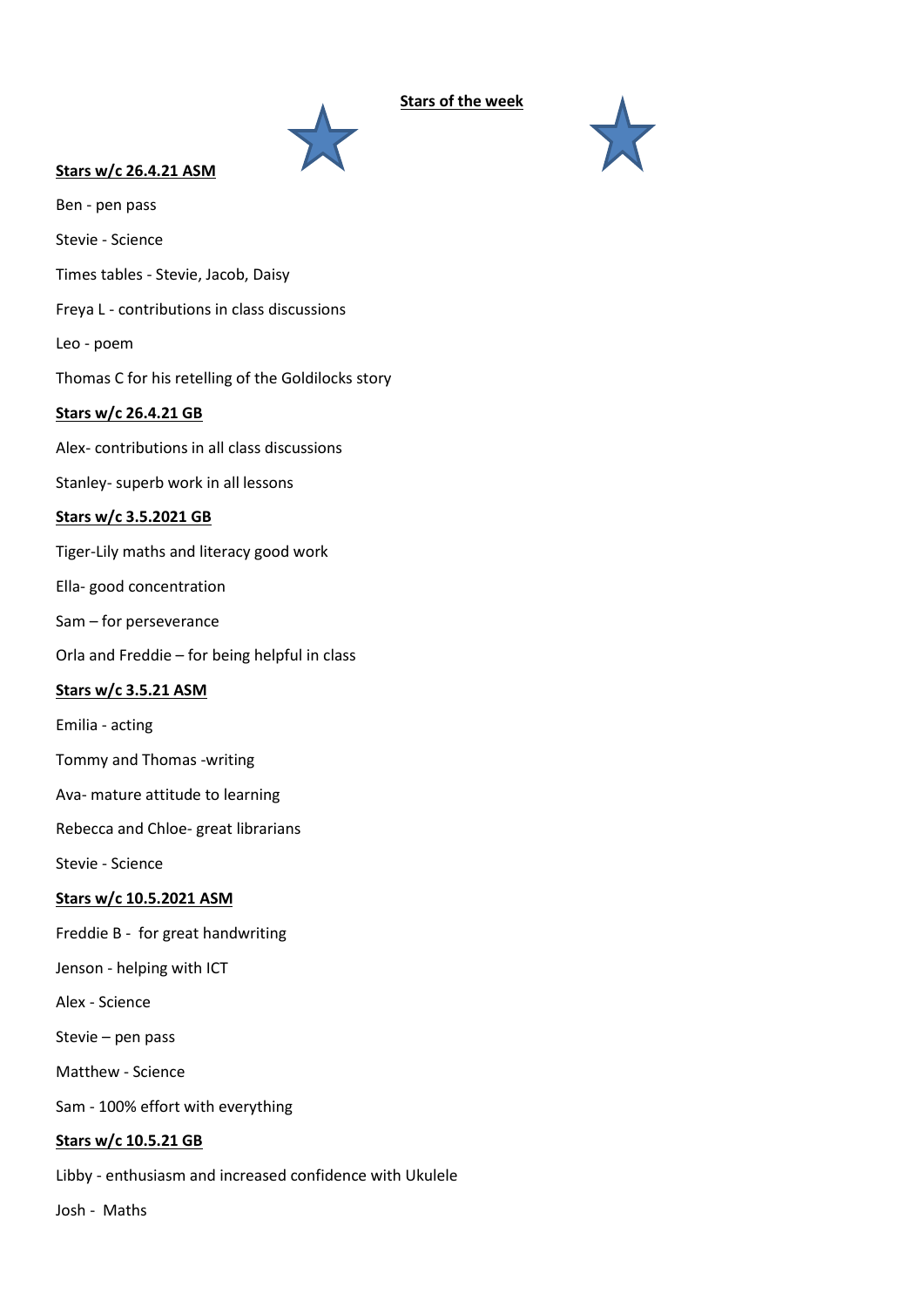# Stars of the week

**Stars w/c 26.4.21 ASM**

Ben - pen pass

Stevie - Science

Times tables - Stevie, Jacob, Daisy

Freya L - contributions in class discussions

Leo - poem

Thomas C for his retelling of the Goldilocks story

**Stars w/c 26.4.21 GB**

Alex- contributions in all class discussions

Stanley- superb work in all lessons

**Stars w/c 3.5.2021 GB**

Tiger-Lily maths and literacy good work

Ella- good concentration

Sam – for perseverance

Orla and Freddie – for being helpful in class

**Stars w/c 3.5.21 ASM**

Emilia - acting

Tommy and Thomas -writing

Ava- mature attitude to learning

Rebecca and Chloe- great librarians

Stevie - Science

**Stars w/c 10.5.2021 ASM**

Freddie B - for great handwriting

Jenson - helping with ICT

Alex - Science

Stevie – pen pass

Matthew - Science

Sam - 100% effort with everything

**Stars w/c 10.5.21 GB**

Libby - enthusiasm and increased confidence with Ukulele

Josh - Maths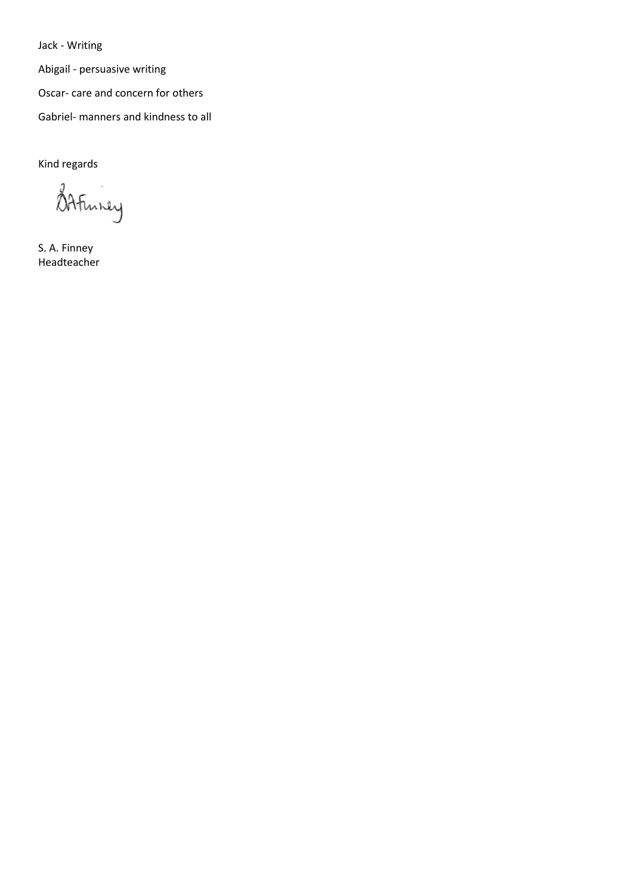Jack - Writing

Abigail - persuasive writing

Oscar- care and concern for others

Gabriel- manners and kindness to all

Kind regards

S. A. Finney
Headteacher